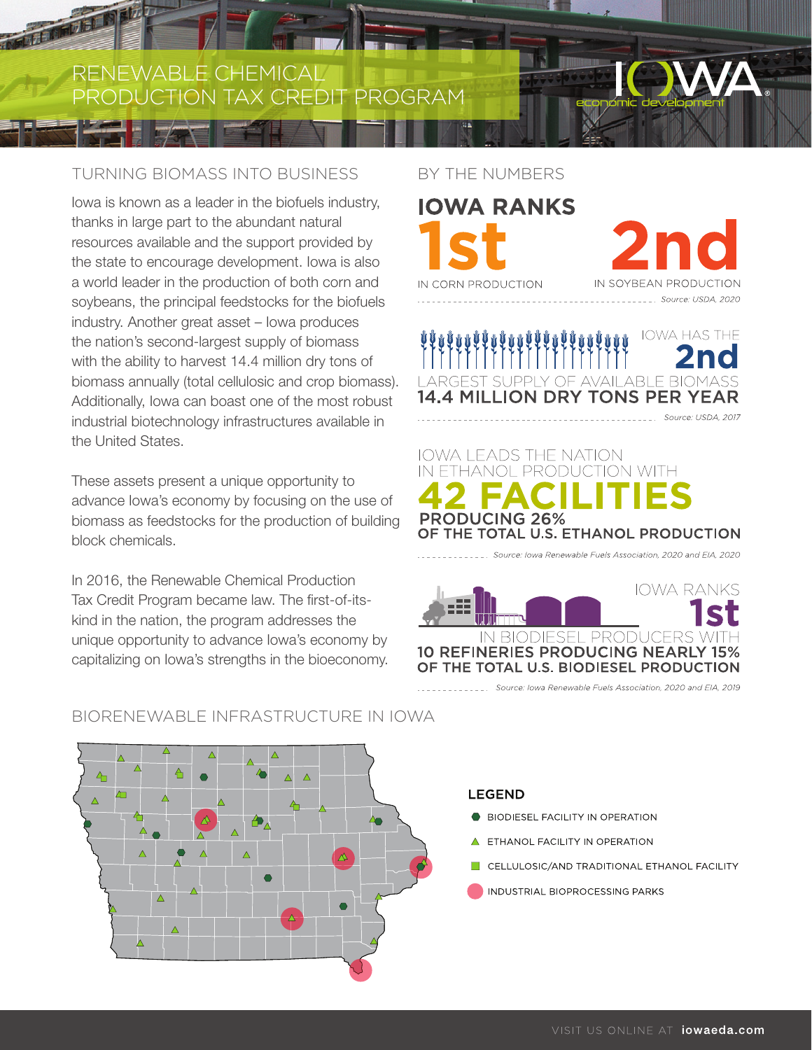# RENEWABLE CHEMICAL PRODUCTION TAX CREDIT PROGRAM

IOWA economic development

## TURNING BIOMASS INTO BUSINESS

Iowa is known as a leader in the biofuels industry, thanks in large part to the abundant natural resources available and the support provided by the state to encourage development. Iowa is also a world leader in the production of both corn and soybeans, the principal feedstocks for the biofuels industry. Another great asset – Iowa produces the nation's second-largest supply of biomass with the ability to harvest 14.4 million dry tons of biomass annually (total cellulosic and crop biomass). Additionally, Iowa can boast one of the most robust industrial biotechnology infrastructures available in the United States.

These assets present a unique opportunity to advance Iowa's economy by focusing on the use of biomass as feedstocks for the production of building block chemicals.

In 2016, the Renewable Chemical Production Tax Credit Program became law. The first-of-its-kind in the nation, the program addresses the unique opportunity to advance Iowa's economy by capitalizing on Iowa's strengths in the bioeconomy.

## BY THE NUMBERS

**IOWA RANKS**

**1st** IN CORN PRODUCTION

**2nd** IN SOYBEAN PRODUCTION

*Source: USDA, 2020*

IOWA HAS THE **2nd** LARGEST SUPPLY OF AVAILABLE BIOMASS

**14.4 MILLION DRY TONS PER YEAR**

*Source: USDA, 2017*

IOWA LEADS THE NATION IN ETHANOL PRODUCTION WITH

**42 FACILITIES**

**PRODUCING 26% OF THE TOTAL U.S. ETHANOL PRODUCTION**

*Source: Iowa Renewable Fuels Association, 2020 and EIA, 2020*

IOWA RANKS **1st** IN BIODIESEL PRODUCERS WITH

**10 REFINERIES PRODUCING NEARLY 15% OF THE TOTAL U.S. BIODIESEL PRODUCTION**

*Source: Iowa Renewable Fuels Association, 2020 and EIA, 2019*

## BIORENEWABLE INFRASTRUCTURE IN IOWA

**LEGEND**

- BIODIESEL FACILITY IN OPERATION
- ETHANOL FACILITY IN OPERATION
- CELLULOSIC/AND TRADITIONAL ETHANOL FACILITY
- INDUSTRIAL BIOPROCESSING PARKS

VISIT US ONLINE AT **iowaeda.com**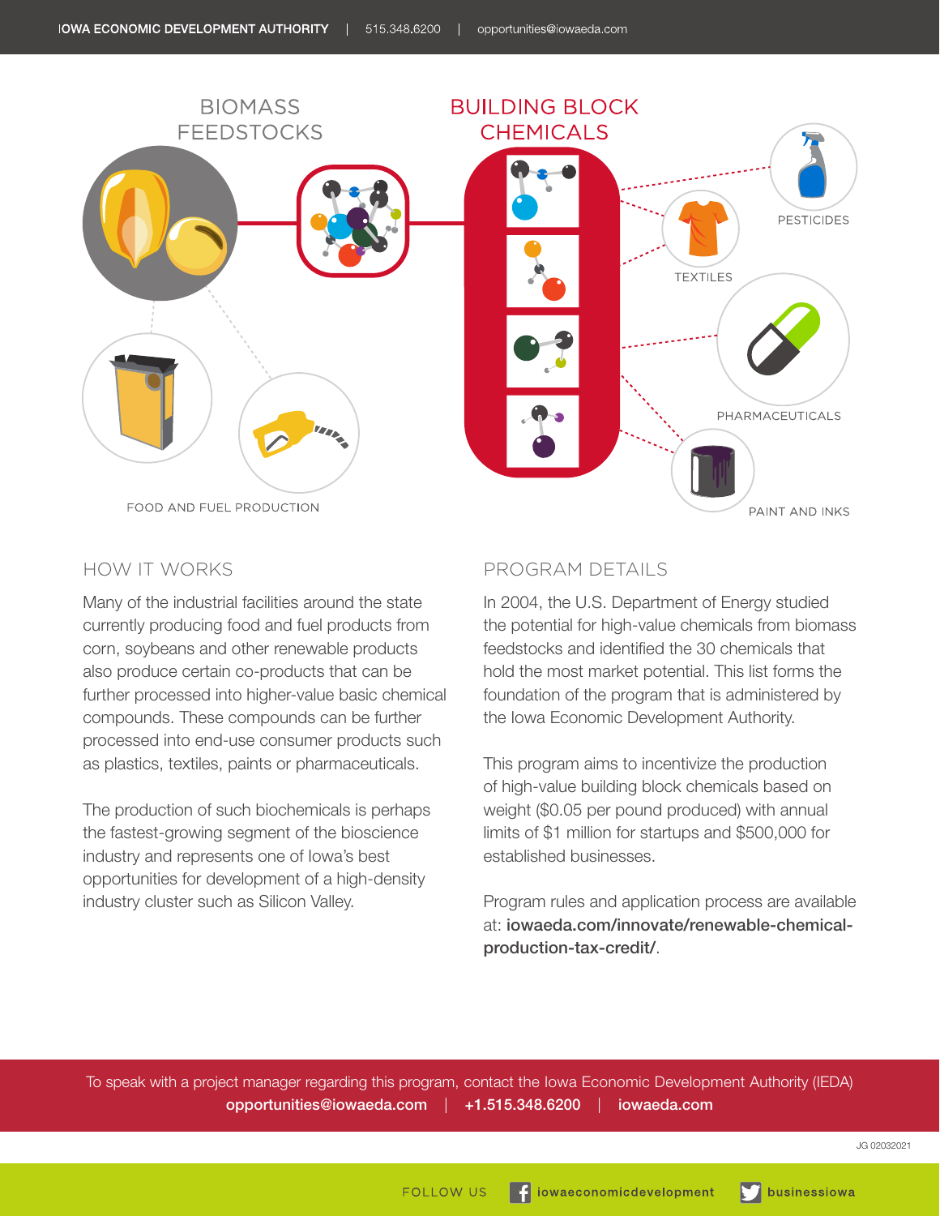BIOMASS FEEDSTOCKS

BUILDING BLOCK CHEMICALS

PESTICIDES

TEXTILES

PHARMACEUTICALS

PAINT AND INKS

FOOD AND FUEL PRODUCTION

## HOW IT WORKS

Many of the industrial facilities around the state currently producing food and fuel products from corn, soybeans and other renewable products also produce certain co-products that can be further processed into higher-value basic chemical compounds. These compounds can be further processed into end-use consumer products such as plastics, textiles, paints or pharmaceuticals.

The production of such biochemicals is perhaps the fastest-growing segment of the bioscience industry and represents one of Iowa's best opportunities for development of a high-density industry cluster such as Silicon Valley.

## PROGRAM DETAILS

In 2004, the U.S. Department of Energy studied the potential for high-value chemicals from biomass feedstocks and identified the 30 chemicals that hold the most market potential. This list forms the foundation of the program that is administered by the Iowa Economic Development Authority.

This program aims to incentivize the production of high-value building block chemicals based on weight ($0.05 per pound produced) with annual limits of $1 million for startups and $500,000 for established businesses.

Program rules and application process are available at: **iowaeda.com/innovate/renewable-chemical-production-tax-credit/**.

To speak with a project manager regarding this program, contact the Iowa Economic Development Authority (IEDA)
**opportunities@iowaeda.com** | **+1.515.348.6200** | **iowaeda.com**

JG 02032021

FOLLOW US **iowaeconomicdevelopment** **businessiowa**